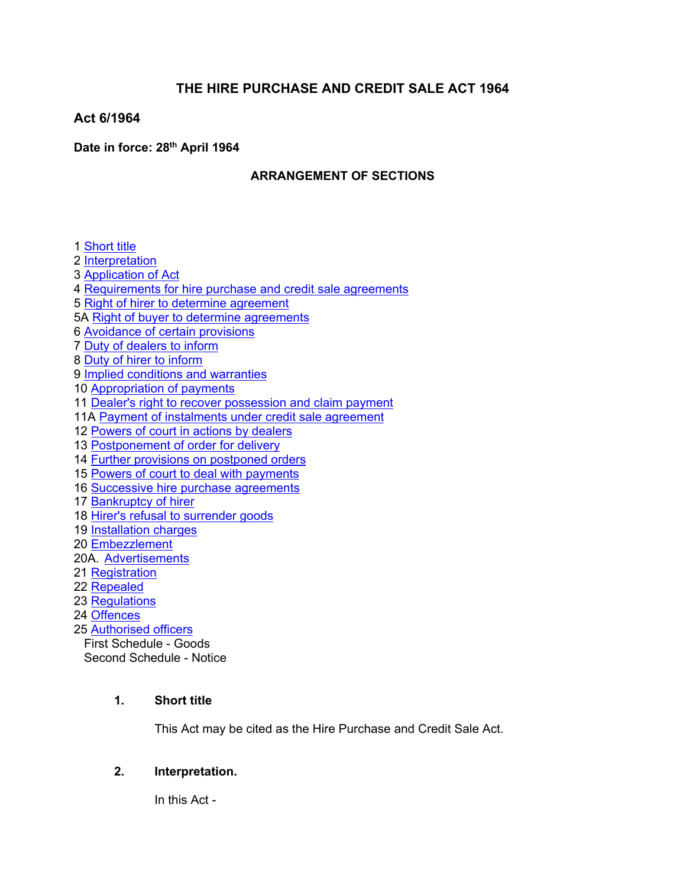# THE HIRE PURCHASE AND CREDIT SALE ACT 1964

**Act 6/1964**

**Date in force: 28th April 1964**

## ARRANGEMENT OF SECTIONS

1 Short title
2 Interpretation
3 Application of Act
4 Requirements for hire purchase and credit sale agreements
5 Right of hirer to determine agreement
5A Right of buyer to determine agreements
6 Avoidance of certain provisions
7 Duty of dealers to inform
8 Duty of hirer to inform
9 Implied conditions and warranties
10 Appropriation of payments
11 Dealer's right to recover possession and claim payment
11A Payment of instalments under credit sale agreement
12 Powers of court in actions by dealers
13 Postponement of order for delivery
14 Further provisions on postponed orders
15 Powers of court to deal with payments
16 Successive hire purchase agreements
17 Bankruptcy of hirer
18 Hirer's refusal to surrender goods
19 Installation charges
20 Embezzlement
20A. Advertisements
21 Registration
22 Repealed
23 Regulations
24 Offences
25 Authorised officers
First Schedule - Goods
Second Schedule - Notice

### 1. Short title

This Act may be cited as the Hire Purchase and Credit Sale Act.

### 2. Interpretation.

In this Act -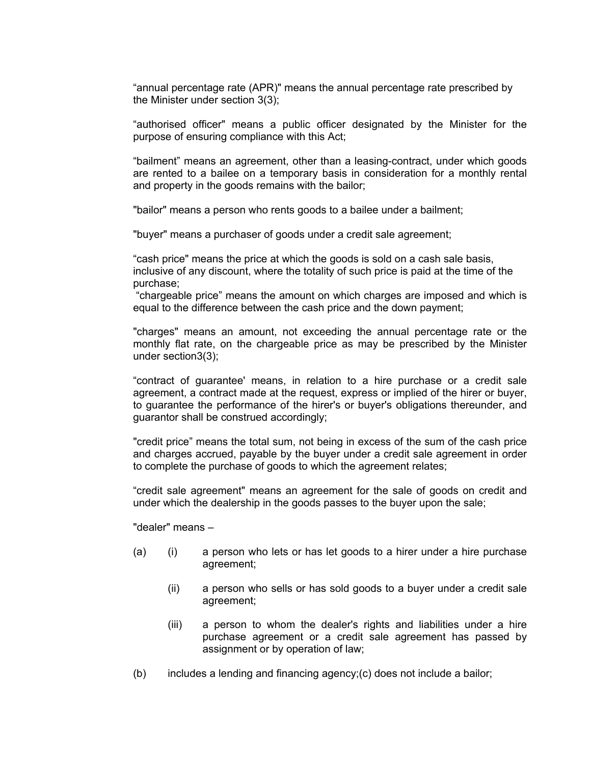“annual percentage rate (APR)" means the annual percentage rate prescribed by the Minister under section 3(3);

“authorised officer" means a public officer designated by the Minister for the purpose of ensuring compliance with this Act;

“bailment” means an agreement, other than a leasing-contract, under which goods are rented to a bailee on a temporary basis in consideration for a monthly rental and property in the goods remains with the bailor;

"bailor" means a person who rents goods to a bailee under a bailment;

"buyer" means a purchaser of goods under a credit sale agreement;

“cash price" means the price at which the goods is sold on a cash sale basis, inclusive of any discount, where the totality of such price is paid at the time of the purchase;

“chargeable price” means the amount on which charges are imposed and which is equal to the difference between the cash price and the down payment;

"charges" means an amount, not exceeding the annual percentage rate or the monthly flat rate, on the chargeable price as may be prescribed by the Minister under section3(3);

“contract of guarantee' means, in relation to a hire purchase or a credit sale agreement, a contract made at the request, express or implied of the hirer or buyer, to guarantee the performance of the hirer's or buyer's obligations thereunder, and guarantor shall be construed accordingly;

"credit price” means the total sum, not being in excess of the sum of the cash price and charges accrued, payable by the buyer under a credit sale agreement in order to complete the purchase of goods to which the agreement relates;

“credit sale agreement" means an agreement for the sale of goods on credit and under which the dealership in the goods passes to the buyer upon the sale;

"dealer" means –

(a) (i) a person who lets or has let goods to a hirer under a hire purchase agreement;

(ii) a person who sells or has sold goods to a buyer under a credit sale agreement;

(iii) a person to whom the dealer's rights and liabilities under a hire purchase agreement or a credit sale agreement has passed by assignment or by operation of law;

(b) includes a lending and financing agency;(c) does not include a bailor;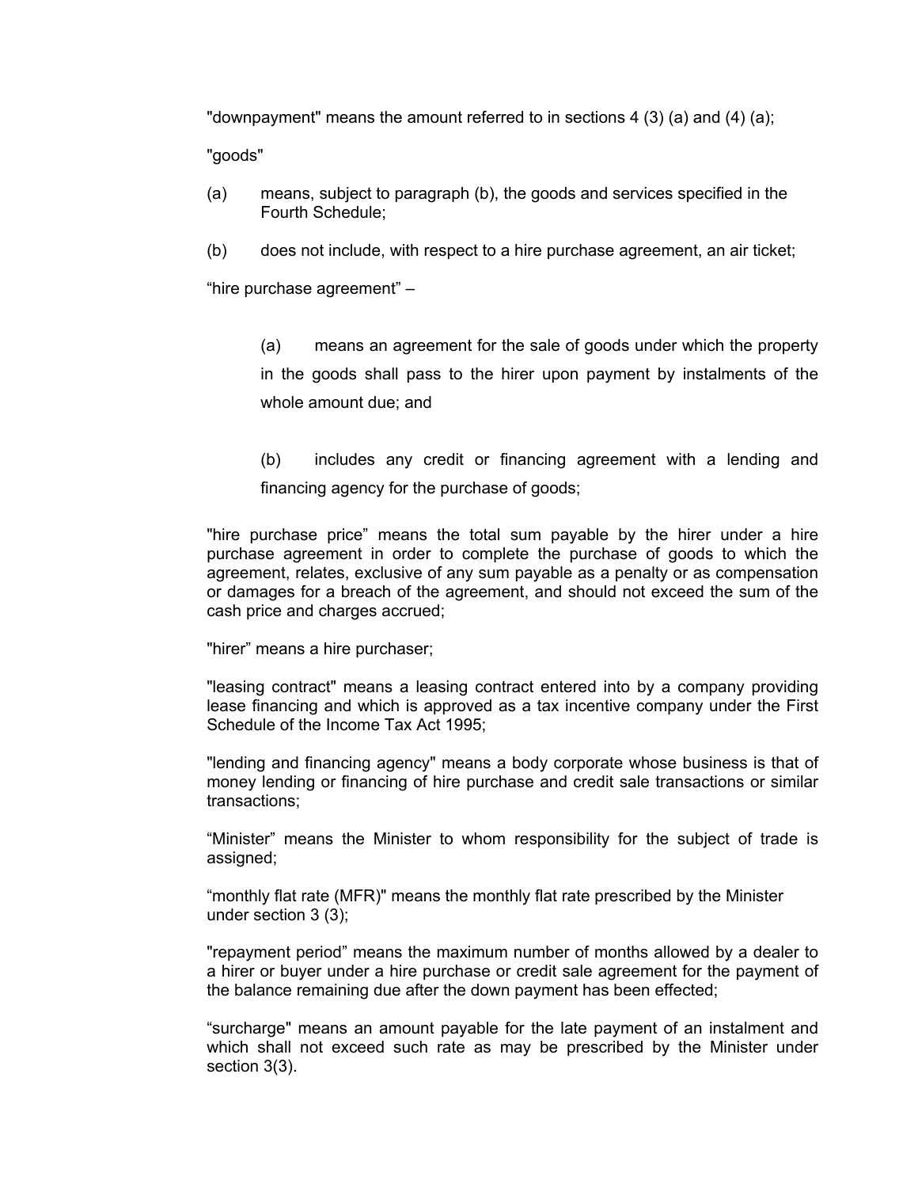"downpayment" means the amount referred to in sections 4 (3) (a) and (4) (a);

"goods"

(a) means, subject to paragraph (b), the goods and services specified in the Fourth Schedule;

(b) does not include, with respect to a hire purchase agreement, an air ticket;

“hire purchase agreement” –

(a) means an agreement for the sale of goods under which the property in the goods shall pass to the hirer upon payment by instalments of the whole amount due; and

(b) includes any credit or financing agreement with a lending and financing agency for the purchase of goods;

"hire purchase price” means the total sum payable by the hirer under a hire purchase agreement in order to complete the purchase of goods to which the agreement, relates, exclusive of any sum payable as a penalty or as compensation or damages for a breach of the agreement, and should not exceed the sum of the cash price and charges accrued;

"hirer” means a hire purchaser;

"leasing contract" means a leasing contract entered into by a company providing lease financing and which is approved as a tax incentive company under the First Schedule of the Income Tax Act 1995;

"lending and financing agency" means a body corporate whose business is that of money lending or financing of hire purchase and credit sale transactions or similar transactions;

“Minister” means the Minister to whom responsibility for the subject of trade is assigned;

“monthly flat rate (MFR)" means the monthly flat rate prescribed by the Minister under section 3 (3);

"repayment period” means the maximum number of months allowed by a dealer to a hirer or buyer under a hire purchase or credit sale agreement for the payment of the balance remaining due after the down payment has been effected;

“surcharge" means an amount payable for the late payment of an instalment and which shall not exceed such rate as may be prescribed by the Minister under section 3(3).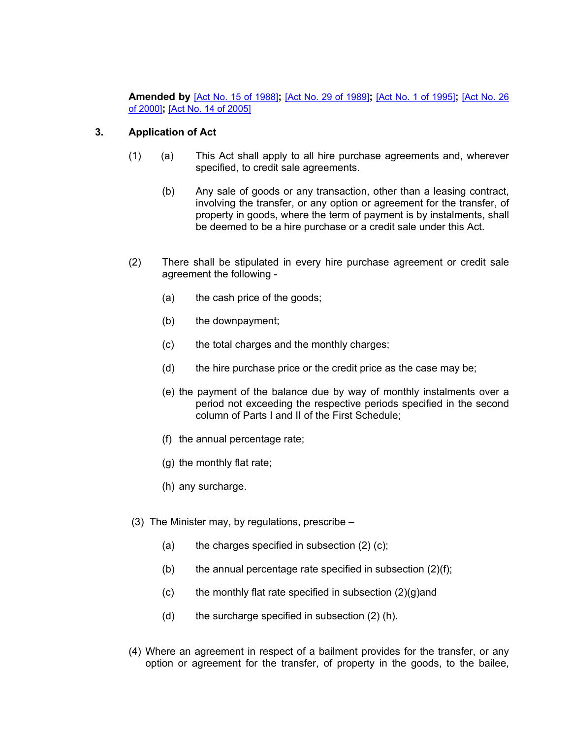**Amended by** [Act No. 15 of 1988]**;** [Act No. 29 of 1989]**;** [Act No. 1 of 1995]**;** [Act No. 26 of 2000]**;** [Act No. 14 of 2005]

### 3. Application of Act

(1) (a) This Act shall apply to all hire purchase agreements and, wherever specified, to credit sale agreements.

(b) Any sale of goods or any transaction, other than a leasing contract, involving the transfer, or any option or agreement for the transfer, of property in goods, where the term of payment is by instalments, shall be deemed to be a hire purchase or a credit sale under this Act.

(2) There shall be stipulated in every hire purchase agreement or credit sale agreement the following -

(a) the cash price of the goods;

(b) the downpayment;

(c) the total charges and the monthly charges;

(d) the hire purchase price or the credit price as the case may be;

(e) the payment of the balance due by way of monthly instalments over a period not exceeding the respective periods specified in the second column of Parts I and II of the First Schedule;

(f) the annual percentage rate;

(g) the monthly flat rate;

(h) any surcharge.

(3) The Minister may, by regulations, prescribe –

(a) the charges specified in subsection (2) (c);

(b) the annual percentage rate specified in subsection (2)(f);

(c) the monthly flat rate specified in subsection (2)(g)and

(d) the surcharge specified in subsection (2) (h).

(4) Where an agreement in respect of a bailment provides for the transfer, or any option or agreement for the transfer, of property in the goods, to the bailee,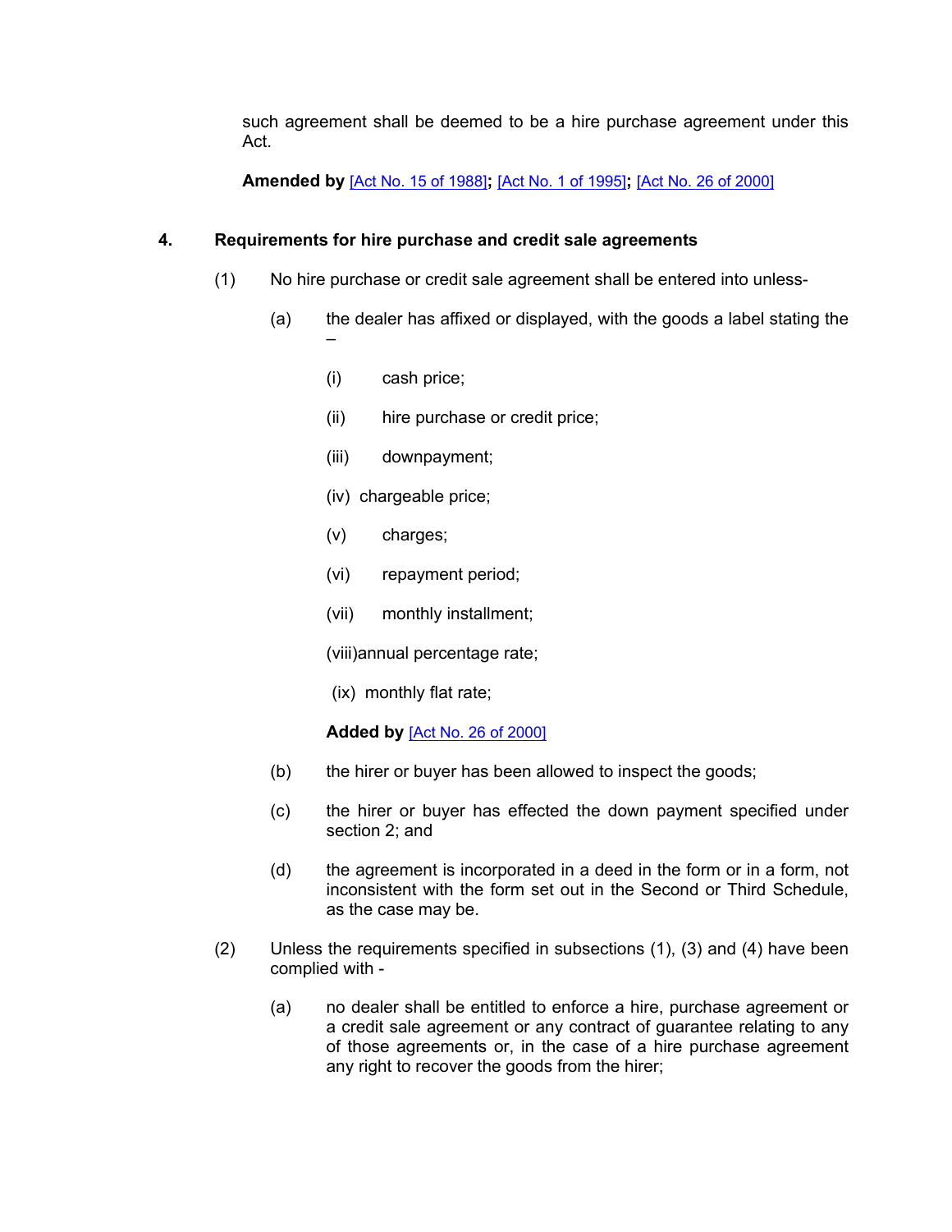such agreement shall be deemed to be a hire purchase agreement under this Act.

**Amended by** [Act No. 15 of 1988]**;** [Act No. 1 of 1995]**;** [Act No. 26 of 2000]

## 4. Requirements for hire purchase and credit sale agreements

(1) No hire purchase or credit sale agreement shall be entered into unless-

(a) the dealer has affixed or displayed, with the goods a label stating the –

(i) cash price;

(ii) hire purchase or credit price;

(iii) downpayment;

(iv) chargeable price;

(v) charges;

(vi) repayment period;

(vii) monthly installment;

(viii) annual percentage rate;

(ix) monthly flat rate;

**Added by** [Act No. 26 of 2000]

(b) the hirer or buyer has been allowed to inspect the goods;

(c) the hirer or buyer has effected the down payment specified under section 2; and

(d) the agreement is incorporated in a deed in the form or in a form, not inconsistent with the form set out in the Second or Third Schedule, as the case may be.

(2) Unless the requirements specified in subsections (1), (3) and (4) have been complied with -

(a) no dealer shall be entitled to enforce a hire, purchase agreement or a credit sale agreement or any contract of guarantee relating to any of those agreements or, in the case of a hire purchase agreement any right to recover the goods from the hirer;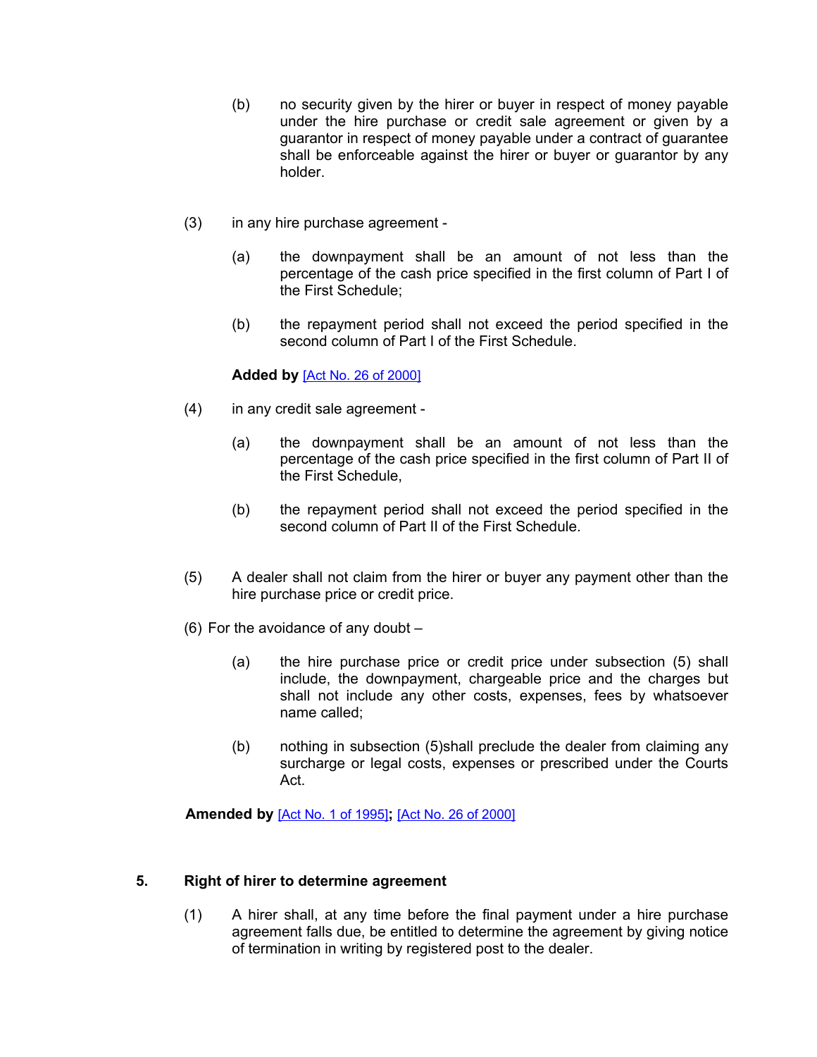(b) no security given by the hirer or buyer in respect of money payable under the hire purchase or credit sale agreement or given by a guarantor in respect of money payable under a contract of guarantee shall be enforceable against the hirer or buyer or guarantor by any holder.

(3) in any hire purchase agreement -

(a) the downpayment shall be an amount of not less than the percentage of the cash price specified in the first column of Part I of the First Schedule;

(b) the repayment period shall not exceed the period specified in the second column of Part I of the First Schedule.

**Added by** [Act No. 26 of 2000]

(4) in any credit sale agreement -

(a) the downpayment shall be an amount of not less than the percentage of the cash price specified in the first column of Part II of the First Schedule,

(b) the repayment period shall not exceed the period specified in the second column of Part II of the First Schedule.

(5) A dealer shall not claim from the hirer or buyer any payment other than the hire purchase price or credit price.

(6) For the avoidance of any doubt –

(a) the hire purchase price or credit price under subsection (5) shall include, the downpayment, chargeable price and the charges but shall not include any other costs, expenses, fees by whatsoever name called;

(b) nothing in subsection (5)shall preclude the dealer from claiming any surcharge or legal costs, expenses or prescribed under the Courts Act.

**Amended by** [Act No. 1 of 1995]**;** [Act No. 26 of 2000]

## 5. Right of hirer to determine agreement

(1) A hirer shall, at any time before the final payment under a hire purchase agreement falls due, be entitled to determine the agreement by giving notice of termination in writing by registered post to the dealer.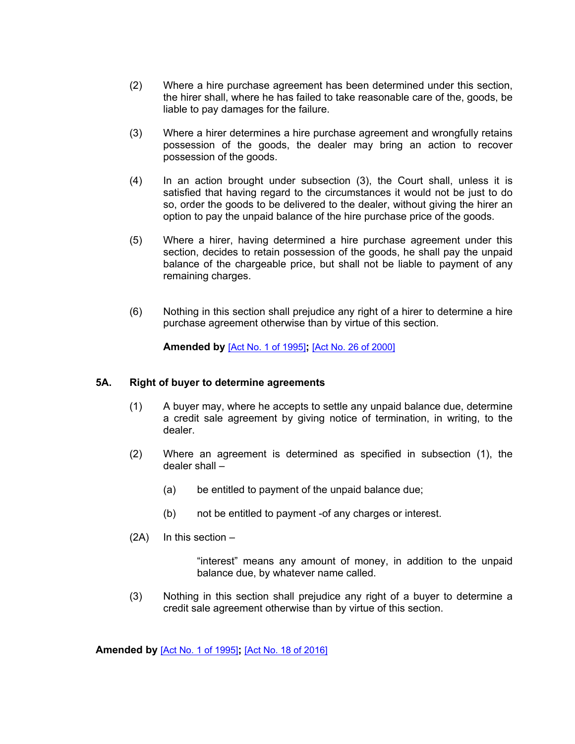(2) Where a hire purchase agreement has been determined under this section, the hirer shall, where he has failed to take reasonable care of the, goods, be liable to pay damages for the failure.

(3) Where a hirer determines a hire purchase agreement and wrongfully retains possession of the goods, the dealer may bring an action to recover possession of the goods.

(4) In an action brought under subsection (3), the Court shall, unless it is satisfied that having regard to the circumstances it would not be just to do so, order the goods to be delivered to the dealer, without giving the hirer an option to pay the unpaid balance of the hire purchase price of the goods.

(5) Where a hirer, having determined a hire purchase agreement under this section, decides to retain possession of the goods, he shall pay the unpaid balance of the chargeable price, but shall not be liable to payment of any remaining charges.

(6) Nothing in this section shall prejudice any right of a hirer to determine a hire purchase agreement otherwise than by virtue of this section.

**Amended by** [Act No. 1 of 1995]**;** [Act No. 26 of 2000]

### 5A. Right of buyer to determine agreements

(1) A buyer may, where he accepts to settle any unpaid balance due, determine a credit sale agreement by giving notice of termination, in writing, to the dealer.

(2) Where an agreement is determined as specified in subsection (1), the dealer shall –

(a) be entitled to payment of the unpaid balance due;

(b) not be entitled to payment -of any charges or interest.

(2A) In this section –

"interest" means any amount of money, in addition to the unpaid balance due, by whatever name called.

(3) Nothing in this section shall prejudice any right of a buyer to determine a credit sale agreement otherwise than by virtue of this section.

**Amended by** [Act No. 1 of 1995]**;** [Act No. 18 of 2016]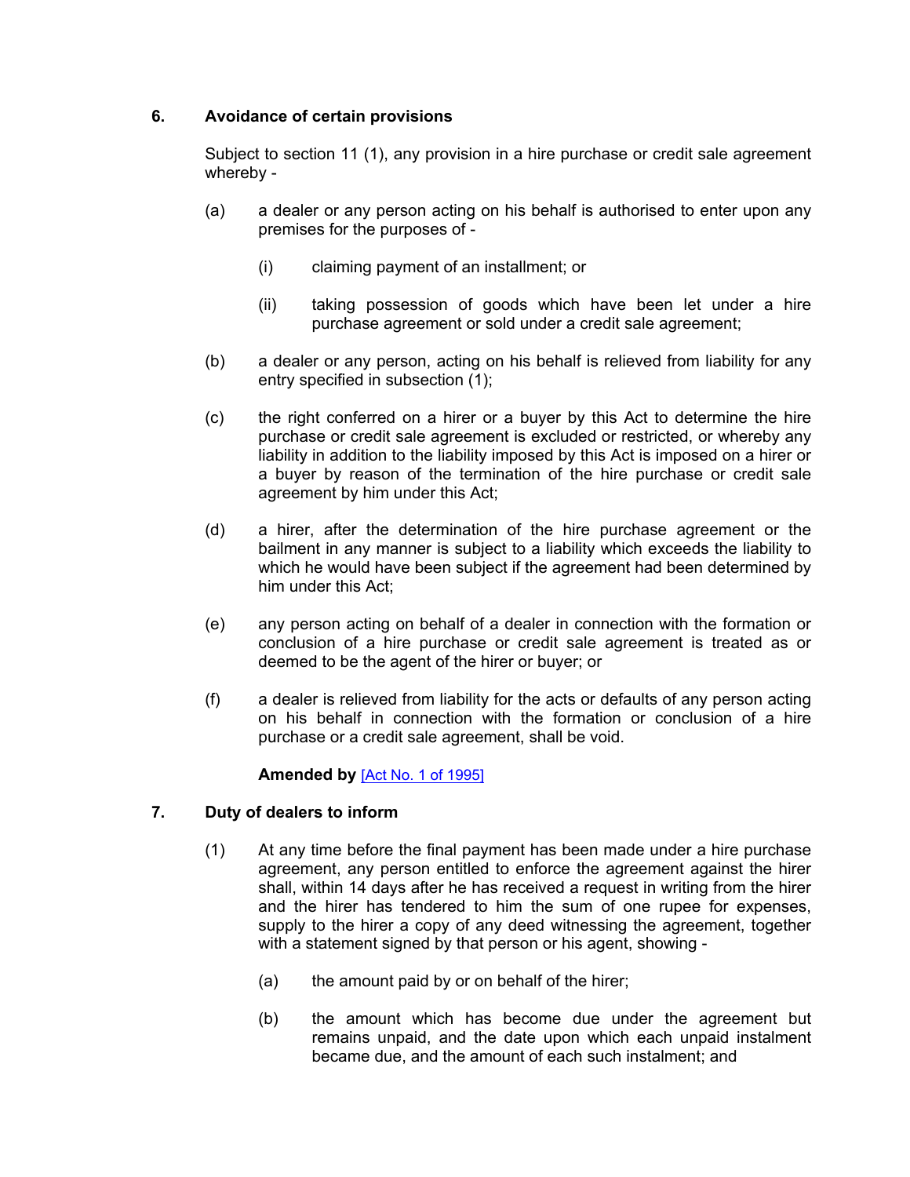## 6. Avoidance of certain provisions

Subject to section 11 (1), any provision in a hire purchase or credit sale agreement whereby -

(a) a dealer or any person acting on his behalf is authorised to enter upon any premises for the purposes of -

(i) claiming payment of an installment; or

(ii) taking possession of goods which have been let under a hire purchase agreement or sold under a credit sale agreement;

(b) a dealer or any person, acting on his behalf is relieved from liability for any entry specified in subsection (1);

(c) the right conferred on a hirer or a buyer by this Act to determine the hire purchase or credit sale agreement is excluded or restricted, or whereby any liability in addition to the liability imposed by this Act is imposed on a hirer or a buyer by reason of the termination of the hire purchase or credit sale agreement by him under this Act;

(d) a hirer, after the determination of the hire purchase agreement or the bailment in any manner is subject to a liability which exceeds the liability to which he would have been subject if the agreement had been determined by him under this Act;

(e) any person acting on behalf of a dealer in connection with the formation or conclusion of a hire purchase or credit sale agreement is treated as or deemed to be the agent of the hirer or buyer; or

(f) a dealer is relieved from liability for the acts or defaults of any person acting on his behalf in connection with the formation or conclusion of a hire purchase or a credit sale agreement, shall be void.

**Amended by** [Act No. 1 of 1995]

## 7. Duty of dealers to inform

(1) At any time before the final payment has been made under a hire purchase agreement, any person entitled to enforce the agreement against the hirer shall, within 14 days after he has received a request in writing from the hirer and the hirer has tendered to him the sum of one rupee for expenses, supply to the hirer a copy of any deed witnessing the agreement, together with a statement signed by that person or his agent, showing -

(a) the amount paid by or on behalf of the hirer;

(b) the amount which has become due under the agreement but remains unpaid, and the date upon which each unpaid instalment became due, and the amount of each such instalment; and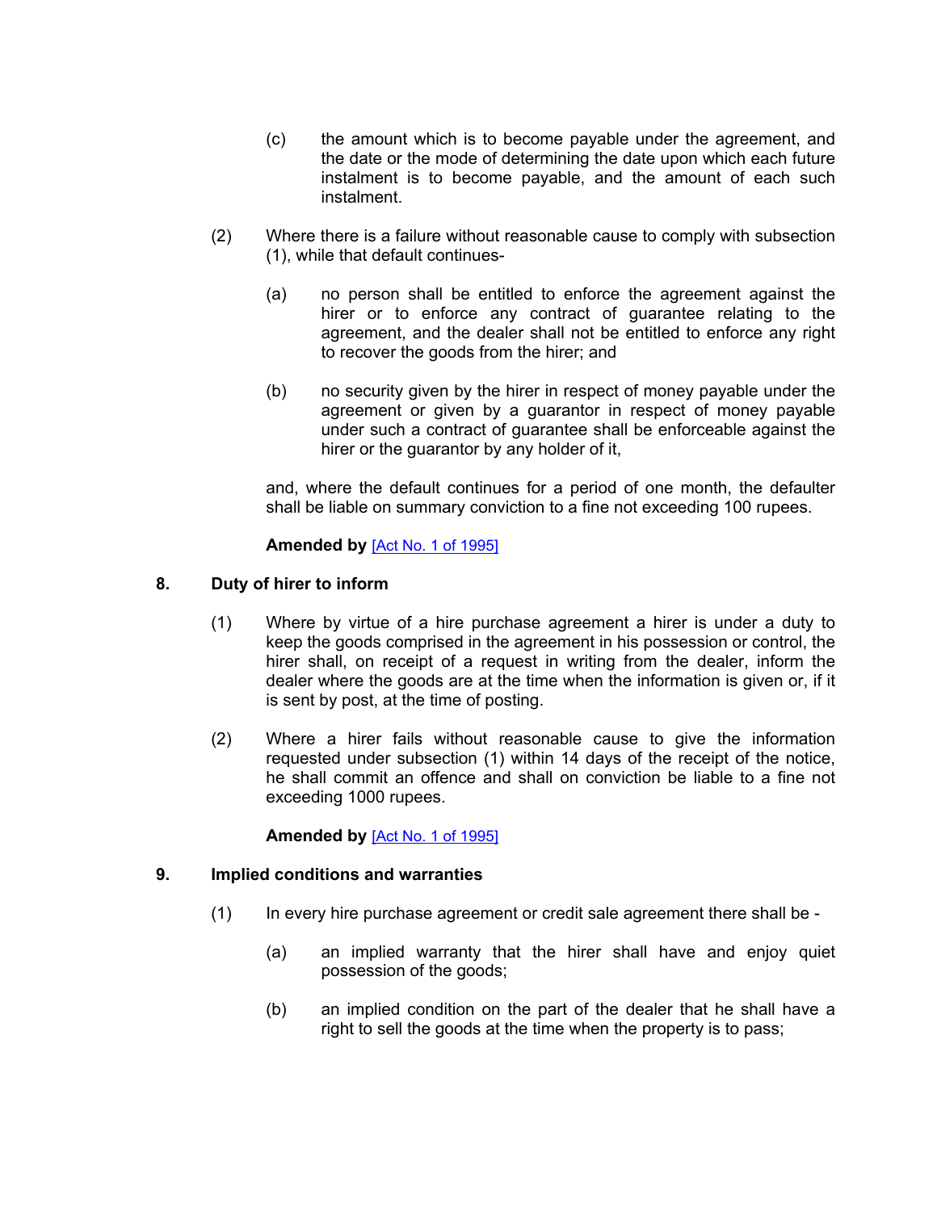(c) the amount which is to become payable under the agreement, and the date or the mode of determining the date upon which each future instalment is to become payable, and the amount of each such instalment.

(2) Where there is a failure without reasonable cause to comply with subsection (1), while that default continues-

(a) no person shall be entitled to enforce the agreement against the hirer or to enforce any contract of guarantee relating to the agreement, and the dealer shall not be entitled to enforce any right to recover the goods from the hirer; and

(b) no security given by the hirer in respect of money payable under the agreement or given by a guarantor in respect of money payable under such a contract of guarantee shall be enforceable against the hirer or the guarantor by any holder of it,

and, where the default continues for a period of one month, the defaulter shall be liable on summary conviction to a fine not exceeding 100 rupees.

**Amended by** [Act No. 1 of 1995]

### 8. Duty of hirer to inform

(1) Where by virtue of a hire purchase agreement a hirer is under a duty to keep the goods comprised in the agreement in his possession or control, the hirer shall, on receipt of a request in writing from the dealer, inform the dealer where the goods are at the time when the information is given or, if it is sent by post, at the time of posting.

(2) Where a hirer fails without reasonable cause to give the information requested under subsection (1) within 14 days of the receipt of the notice, he shall commit an offence and shall on conviction be liable to a fine not exceeding 1000 rupees.

**Amended by** [Act No. 1 of 1995]

### 9. Implied conditions and warranties

(1) In every hire purchase agreement or credit sale agreement there shall be -

(a) an implied warranty that the hirer shall have and enjoy quiet possession of the goods;

(b) an implied condition on the part of the dealer that he shall have a right to sell the goods at the time when the property is to pass;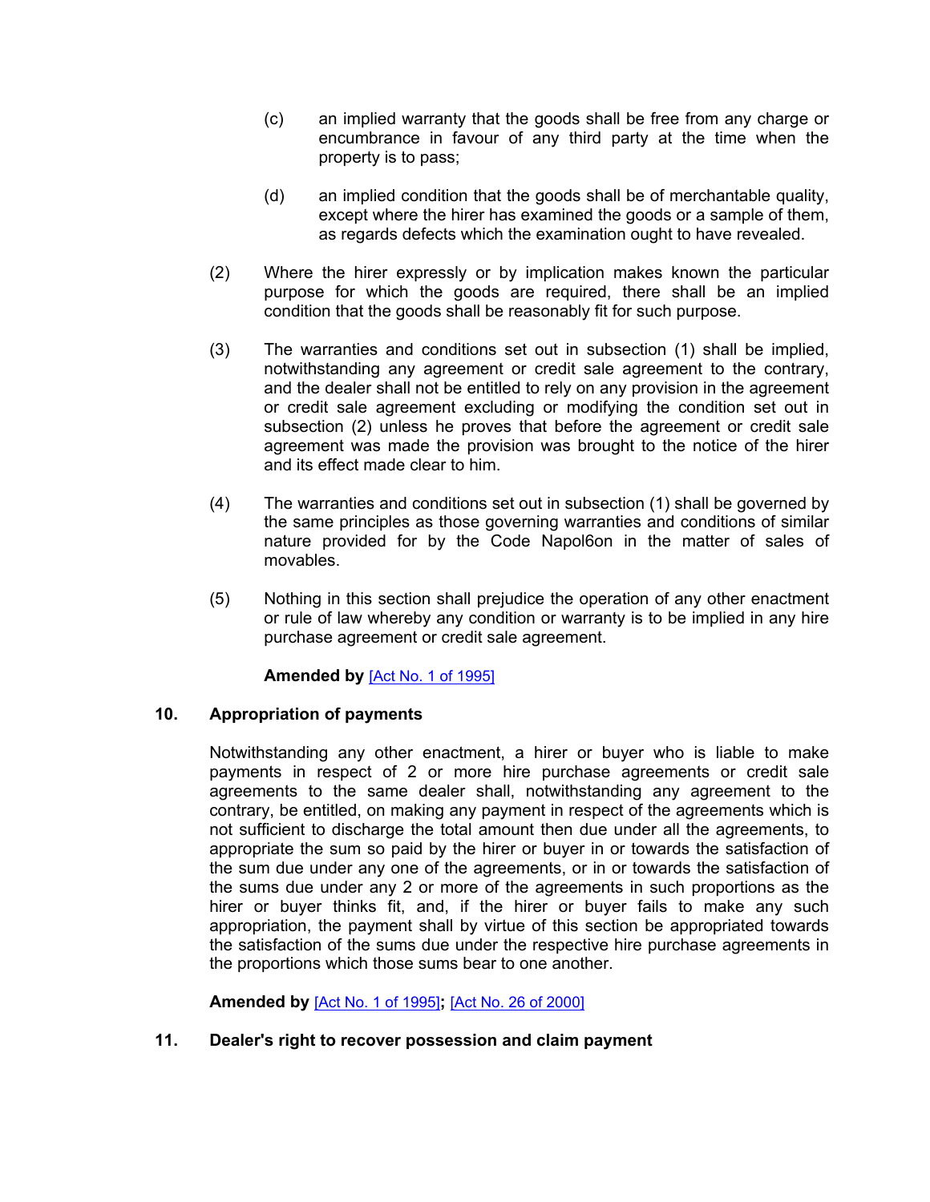(c) an implied warranty that the goods shall be free from any charge or encumbrance in favour of any third party at the time when the property is to pass;

(d) an implied condition that the goods shall be of merchantable quality, except where the hirer has examined the goods or a sample of them, as regards defects which the examination ought to have revealed.

(2) Where the hirer expressly or by implication makes known the particular purpose for which the goods are required, there shall be an implied condition that the goods shall be reasonably fit for such purpose.

(3) The warranties and conditions set out in subsection (1) shall be implied, notwithstanding any agreement or credit sale agreement to the contrary, and the dealer shall not be entitled to rely on any provision in the agreement or credit sale agreement excluding or modifying the condition set out in subsection (2) unless he proves that before the agreement or credit sale agreement was made the provision was brought to the notice of the hirer and its effect made clear to him.

(4) The warranties and conditions set out in subsection (1) shall be governed by the same principles as those governing warranties and conditions of similar nature provided for by the Code Napol6on in the matter of sales of movables.

(5) Nothing in this section shall prejudice the operation of any other enactment or rule of law whereby any condition or warranty is to be implied in any hire purchase agreement or credit sale agreement.

**Amended by** [Act No. 1 of 1995]

## 10. Appropriation of payments

Notwithstanding any other enactment, a hirer or buyer who is liable to make payments in respect of 2 or more hire purchase agreements or credit sale agreements to the same dealer shall, notwithstanding any agreement to the contrary, be entitled, on making any payment in respect of the agreements which is not sufficient to discharge the total amount then due under all the agreements, to appropriate the sum so paid by the hirer or buyer in or towards the satisfaction of the sum due under any one of the agreements, or in or towards the satisfaction of the sums due under any 2 or more of the agreements in such proportions as the hirer or buyer thinks fit, and, if the hirer or buyer fails to make any such appropriation, the payment shall by virtue of this section be appropriated towards the satisfaction of the sums due under the respective hire purchase agreements in the proportions which those sums bear to one another.

**Amended by** [Act No. 1 of 1995]**;** [Act No. 26 of 2000]

## 11. Dealer's right to recover possession and claim payment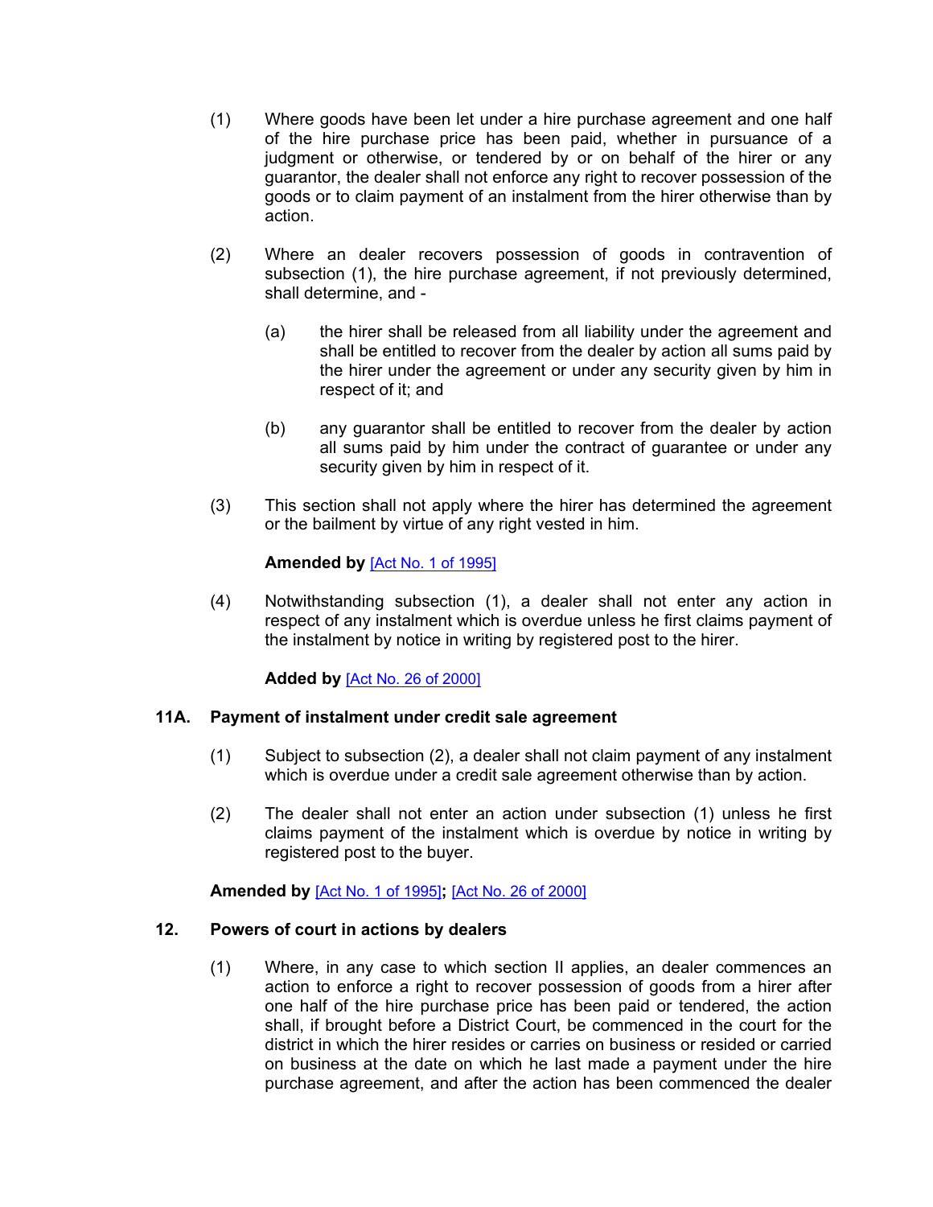(1) Where goods have been let under a hire purchase agreement and one half of the hire purchase price has been paid, whether in pursuance of a judgment or otherwise, or tendered by or on behalf of the hirer or any guarantor, the dealer shall not enforce any right to recover possession of the goods or to claim payment of an instalment from the hirer otherwise than by action.

(2) Where an dealer recovers possession of goods in contravention of subsection (1), the hire purchase agreement, if not previously determined, shall determine, and -

(a) the hirer shall be released from all liability under the agreement and shall be entitled to recover from the dealer by action all sums paid by the hirer under the agreement or under any security given by him in respect of it; and

(b) any guarantor shall be entitled to recover from the dealer by action all sums paid by him under the contract of guarantee or under any security given by him in respect of it.

(3) This section shall not apply where the hirer has determined the agreement or the bailment by virtue of any right vested in him.

**Amended by** [Act No. 1 of 1995]

(4) Notwithstanding subsection (1), a dealer shall not enter any action in respect of any instalment which is overdue unless he first claims payment of the instalment by notice in writing by registered post to the hirer.

**Added by** [Act No. 26 of 2000]

### 11A. Payment of instalment under credit sale agreement

(1) Subject to subsection (2), a dealer shall not claim payment of any instalment which is overdue under a credit sale agreement otherwise than by action.

(2) The dealer shall not enter an action under subsection (1) unless he first claims payment of the instalment which is overdue by notice in writing by registered post to the buyer.

**Amended by** [Act No. 1 of 1995]**;** [Act No. 26 of 2000]

### 12. Powers of court in actions by dealers

(1) Where, in any case to which section II applies, an dealer commences an action to enforce a right to recover possession of goods from a hirer after one half of the hire purchase price has been paid or tendered, the action shall, if brought before a District Court, be commenced in the court for the district in which the hirer resides or carries on business or resided or carried on business at the date on which he last made a payment under the hire purchase agreement, and after the action has been commenced the dealer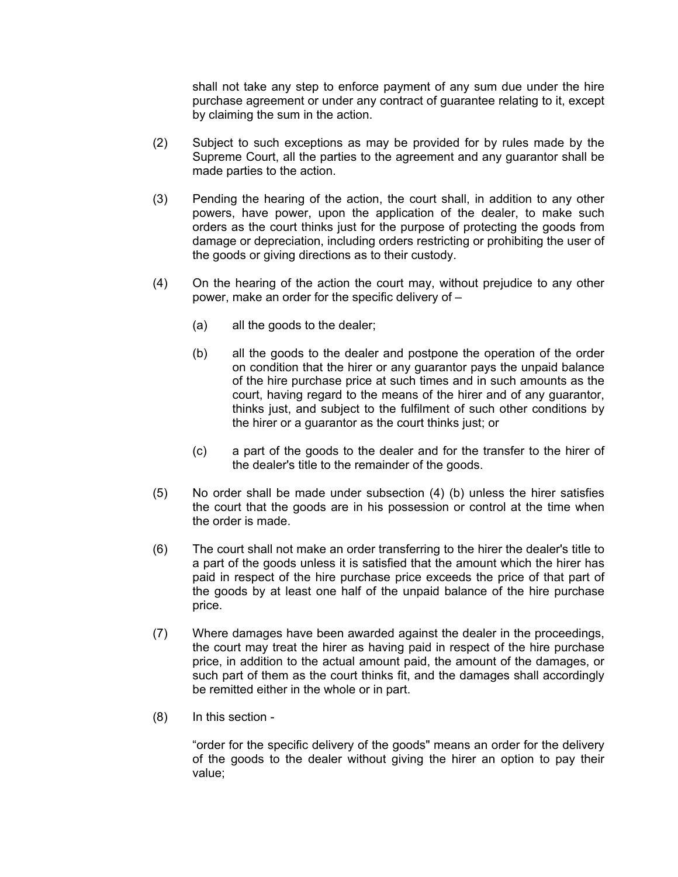shall not take any step to enforce payment of any sum due under the hire purchase agreement or under any contract of guarantee relating to it, except by claiming the sum in the action.

(2) Subject to such exceptions as may be provided for by rules made by the Supreme Court, all the parties to the agreement and any guarantor shall be made parties to the action.

(3) Pending the hearing of the action, the court shall, in addition to any other powers, have power, upon the application of the dealer, to make such orders as the court thinks just for the purpose of protecting the goods from damage or depreciation, including orders restricting or prohibiting the user of the goods or giving directions as to their custody.

(4) On the hearing of the action the court may, without prejudice to any other power, make an order for the specific delivery of –

(a) all the goods to the dealer;

(b) all the goods to the dealer and postpone the operation of the order on condition that the hirer or any guarantor pays the unpaid balance of the hire purchase price at such times and in such amounts as the court, having regard to the means of the hirer and of any guarantor, thinks just, and subject to the fulfilment of such other conditions by the hirer or a guarantor as the court thinks just; or

(c) a part of the goods to the dealer and for the transfer to the hirer of the dealer's title to the remainder of the goods.

(5) No order shall be made under subsection (4) (b) unless the hirer satisfies the court that the goods are in his possession or control at the time when the order is made.

(6) The court shall not make an order transferring to the hirer the dealer's title to a part of the goods unless it is satisfied that the amount which the hirer has paid in respect of the hire purchase price exceeds the price of that part of the goods by at least one half of the unpaid balance of the hire purchase price.

(7) Where damages have been awarded against the dealer in the proceedings, the court may treat the hirer as having paid in respect of the hire purchase price, in addition to the actual amount paid, the amount of the damages, or such part of them as the court thinks fit, and the damages shall accordingly be remitted either in the whole or in part.

(8) In this section -

"order for the specific delivery of the goods" means an order for the delivery of the goods to the dealer without giving the hirer an option to pay their value;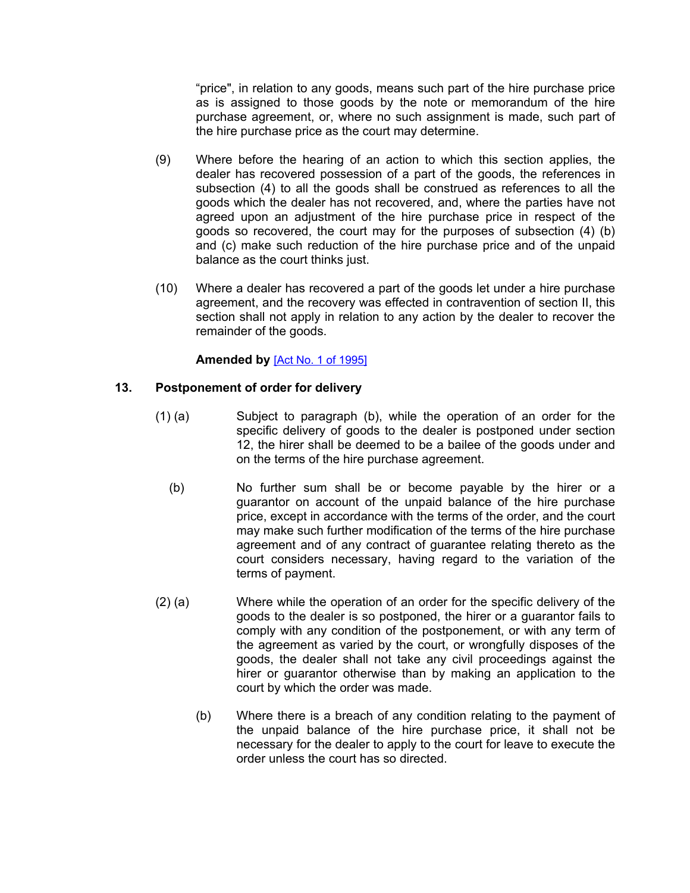"price", in relation to any goods, means such part of the hire purchase price as is assigned to those goods by the note or memorandum of the hire purchase agreement, or, where no such assignment is made, such part of the hire purchase price as the court may determine.

(9) Where before the hearing of an action to which this section applies, the dealer has recovered possession of a part of the goods, the references in subsection (4) to all the goods shall be construed as references to all the goods which the dealer has not recovered, and, where the parties have not agreed upon an adjustment of the hire purchase price in respect of the goods so recovered, the court may for the purposes of subsection (4) (b) and (c) make such reduction of the hire purchase price and of the unpaid balance as the court thinks just.

(10) Where a dealer has recovered a part of the goods let under a hire purchase agreement, and the recovery was effected in contravention of section II, this section shall not apply in relation to any action by the dealer to recover the remainder of the goods.

**Amended by** [Act No. 1 of 1995]

### 13. Postponement of order for delivery

(1) (a) Subject to paragraph (b), while the operation of an order for the specific delivery of goods to the dealer is postponed under section 12, the hirer shall be deemed to be a bailee of the goods under and on the terms of the hire purchase agreement.

(b) No further sum shall be or become payable by the hirer or a guarantor on account of the unpaid balance of the hire purchase price, except in accordance with the terms of the order, and the court may make such further modification of the terms of the hire purchase agreement and of any contract of guarantee relating thereto as the court considers necessary, having regard to the variation of the terms of payment.

(2) (a) Where while the operation of an order for the specific delivery of the goods to the dealer is so postponed, the hirer or a guarantor fails to comply with any condition of the postponement, or with any term of the agreement as varied by the court, or wrongfully disposes of the goods, the dealer shall not take any civil proceedings against the hirer or guarantor otherwise than by making an application to the court by which the order was made.

(b) Where there is a breach of any condition relating to the payment of the unpaid balance of the hire purchase price, it shall not be necessary for the dealer to apply to the court for leave to execute the order unless the court has so directed.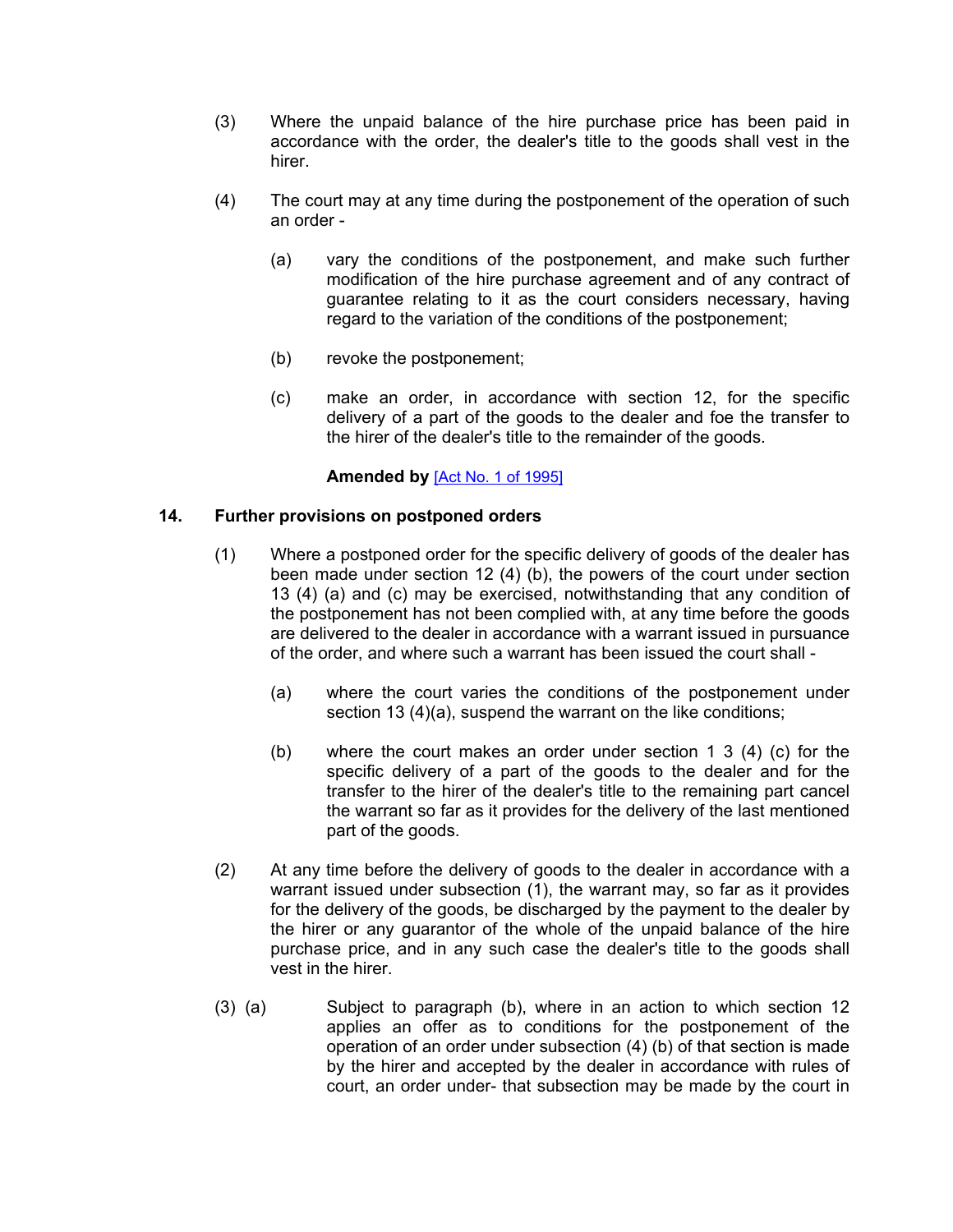(3) Where the unpaid balance of the hire purchase price has been paid in accordance with the order, the dealer's title to the goods shall vest in the hirer.

(4) The court may at any time during the postponement of the operation of such an order -

(a) vary the conditions of the postponement, and make such further modification of the hire purchase agreement and of any contract of guarantee relating to it as the court considers necessary, having regard to the variation of the conditions of the postponement;

(b) revoke the postponement;

(c) make an order, in accordance with section 12, for the specific delivery of a part of the goods to the dealer and foe the transfer to the hirer of the dealer's title to the remainder of the goods.

**Amended by** [Act No. 1 of 1995]

### 14. Further provisions on postponed orders

(1) Where a postponed order for the specific delivery of goods of the dealer has been made under section 12 (4) (b), the powers of the court under section 13 (4) (a) and (c) may be exercised, notwithstanding that any condition of the postponement has not been complied with, at any time before the goods are delivered to the dealer in accordance with a warrant issued in pursuance of the order, and where such a warrant has been issued the court shall -

(a) where the court varies the conditions of the postponement under section 13 (4)(a), suspend the warrant on the like conditions;

(b) where the court makes an order under section 1 3 (4) (c) for the specific delivery of a part of the goods to the dealer and for the transfer to the hirer of the dealer's title to the remaining part cancel the warrant so far as it provides for the delivery of the last mentioned part of the goods.

(2) At any time before the delivery of goods to the dealer in accordance with a warrant issued under subsection (1), the warrant may, so far as it provides for the delivery of the goods, be discharged by the payment to the dealer by the hirer or any guarantor of the whole of the unpaid balance of the hire purchase price, and in any such case the dealer's title to the goods shall vest in the hirer.

(3) (a) Subject to paragraph (b), where in an action to which section 12 applies an offer as to conditions for the postponement of the operation of an order under subsection (4) (b) of that section is made by the hirer and accepted by the dealer in accordance with rules of court, an order under- that subsection may be made by the court in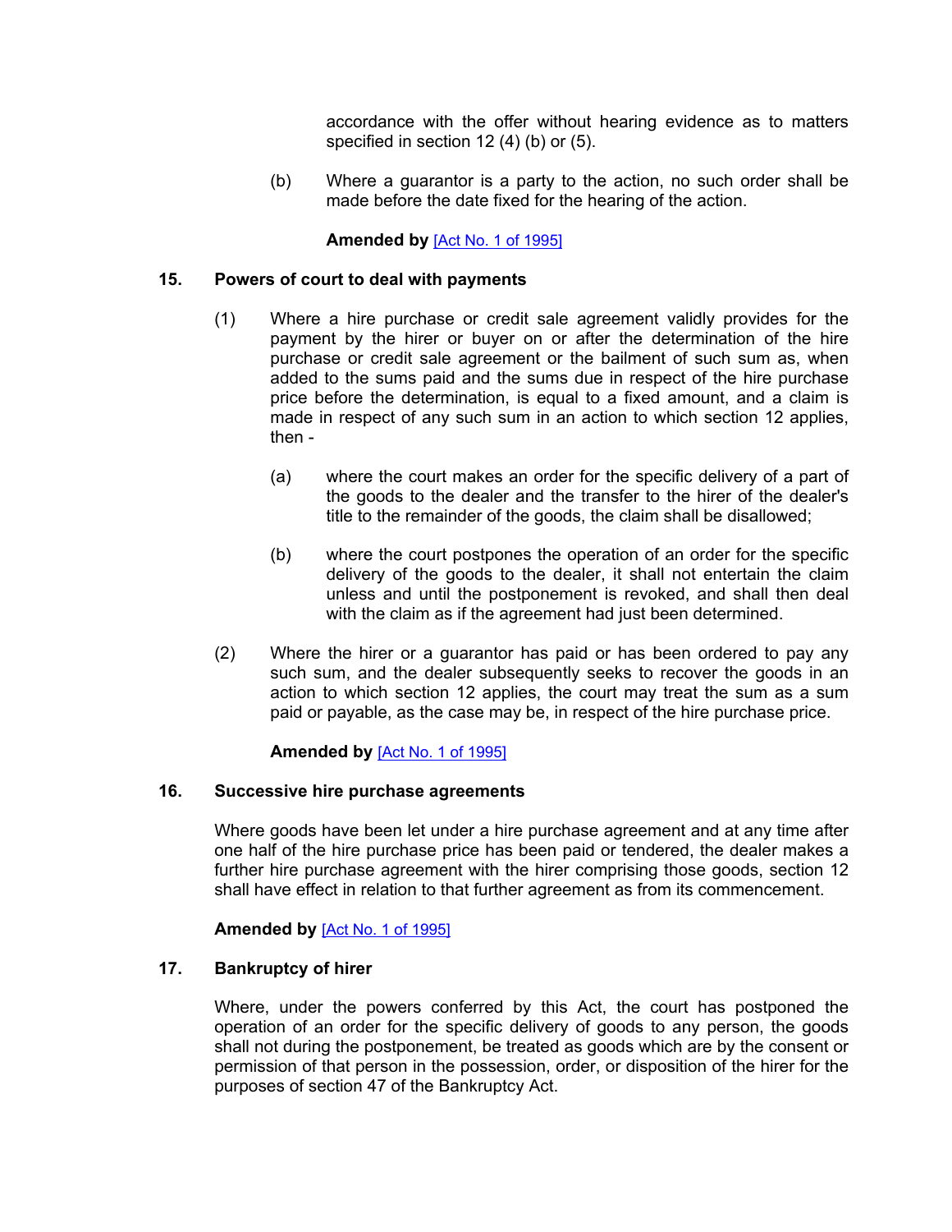accordance with the offer without hearing evidence as to matters specified in section 12 (4) (b) or (5).

(b) Where a guarantor is a party to the action, no such order shall be made before the date fixed for the hearing of the action.

**Amended by** [Act No. 1 of 1995]

### 15. Powers of court to deal with payments

(1) Where a hire purchase or credit sale agreement validly provides for the payment by the hirer or buyer on or after the determination of the hire purchase or credit sale agreement or the bailment of such sum as, when added to the sums paid and the sums due in respect of the hire purchase price before the determination, is equal to a fixed amount, and a claim is made in respect of any such sum in an action to which section 12 applies, then -

(a) where the court makes an order for the specific delivery of a part of the goods to the dealer and the transfer to the hirer of the dealer's title to the remainder of the goods, the claim shall be disallowed;

(b) where the court postpones the operation of an order for the specific delivery of the goods to the dealer, it shall not entertain the claim unless and until the postponement is revoked, and shall then deal with the claim as if the agreement had just been determined.

(2) Where the hirer or a guarantor has paid or has been ordered to pay any such sum, and the dealer subsequently seeks to recover the goods in an action to which section 12 applies, the court may treat the sum as a sum paid or payable, as the case may be, in respect of the hire purchase price.

**Amended by** [Act No. 1 of 1995]

### 16. Successive hire purchase agreements

Where goods have been let under a hire purchase agreement and at any time after one half of the hire purchase price has been paid or tendered, the dealer makes a further hire purchase agreement with the hirer comprising those goods, section 12 shall have effect in relation to that further agreement as from its commencement.

**Amended by** [Act No. 1 of 1995]

### 17. Bankruptcy of hirer

Where, under the powers conferred by this Act, the court has postponed the operation of an order for the specific delivery of goods to any person, the goods shall not during the postponement, be treated as goods which are by the consent or permission of that person in the possession, order, or disposition of the hirer for the purposes of section 47 of the Bankruptcy Act.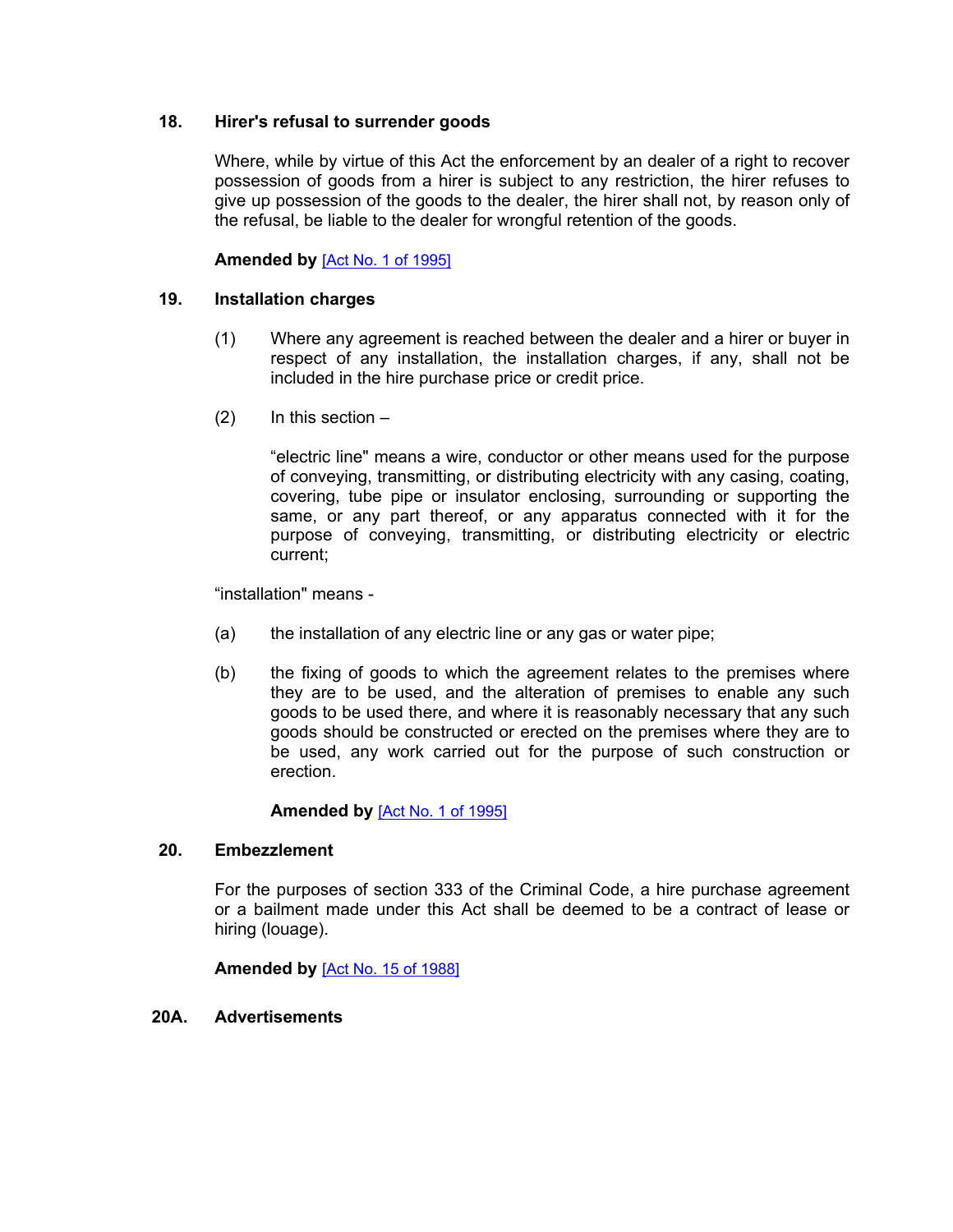### 18. Hirer's refusal to surrender goods

Where, while by virtue of this Act the enforcement by an dealer of a right to recover possession of goods from a hirer is subject to any restriction, the hirer refuses to give up possession of the goods to the dealer, the hirer shall not, by reason only of the refusal, be liable to the dealer for wrongful retention of the goods.

**Amended by** [Act No. 1 of 1995]

### 19. Installation charges

(1) Where any agreement is reached between the dealer and a hirer or buyer in respect of any installation, the installation charges, if any, shall not be included in the hire purchase price or credit price.

(2) In this section –

"electric line" means a wire, conductor or other means used for the purpose of conveying, transmitting, or distributing electricity with any casing, coating, covering, tube pipe or insulator enclosing, surrounding or supporting the same, or any part thereof, or any apparatus connected with it for the purpose of conveying, transmitting, or distributing electricity or electric current;

"installation" means -

(a) the installation of any electric line or any gas or water pipe;

(b) the fixing of goods to which the agreement relates to the premises where they are to be used, and the alteration of premises to enable any such goods to be used there, and where it is reasonably necessary that any such goods should be constructed or erected on the premises where they are to be used, any work carried out for the purpose of such construction or erection.

**Amended by** [Act No. 1 of 1995]

### 20. Embezzlement

For the purposes of section 333 of the Criminal Code, a hire purchase agreement or a bailment made under this Act shall be deemed to be a contract of lease or hiring (louage).

**Amended by** [Act No. 15 of 1988]

### 20A. Advertisements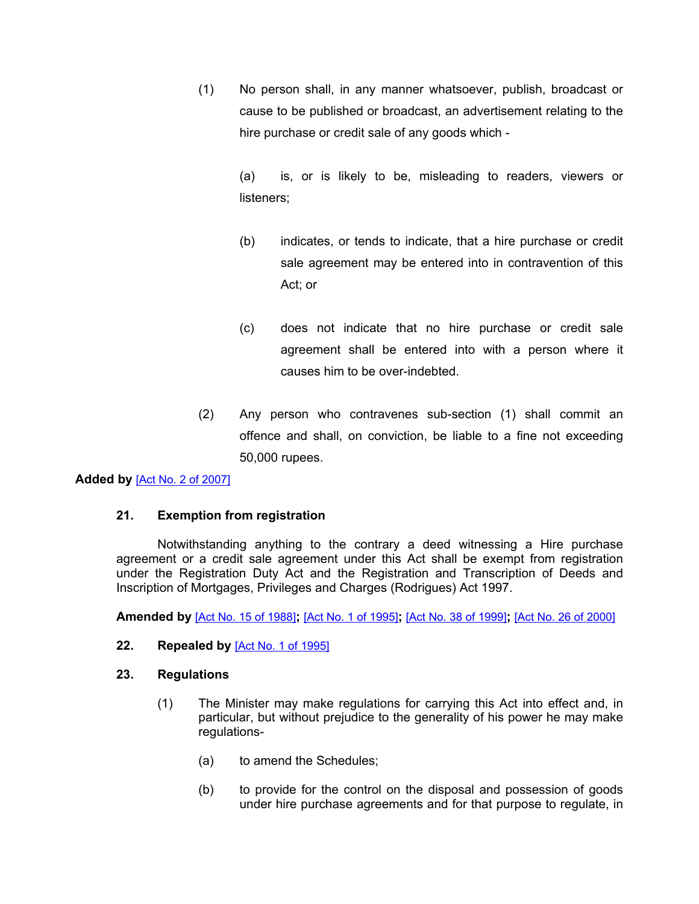(1) No person shall, in any manner whatsoever, publish, broadcast or cause to be published or broadcast, an advertisement relating to the hire purchase or credit sale of any goods which -

(a) is, or is likely to be, misleading to readers, viewers or listeners;

(b) indicates, or tends to indicate, that a hire purchase or credit sale agreement may be entered into in contravention of this Act; or

(c) does not indicate that no hire purchase or credit sale agreement shall be entered into with a person where it causes him to be over-indebted.

(2) Any person who contravenes sub-section (1) shall commit an offence and shall, on conviction, be liable to a fine not exceeding 50,000 rupees.

**Added by** [Act No. 2 of 2007]

### 21. Exemption from registration

Notwithstanding anything to the contrary a deed witnessing a Hire purchase agreement or a credit sale agreement under this Act shall be exempt from registration under the Registration Duty Act and the Registration and Transcription of Deeds and Inscription of Mortgages, Privileges and Charges (Rodrigues) Act 1997.

**Amended by** [Act No. 15 of 1988]**;** [Act No. 1 of 1995]**;** [Act No. 38 of 1999]**;** [Act No. 26 of 2000]

### 22. Repealed by [Act No. 1 of 1995]

### 23. Regulations

(1) The Minister may make regulations for carrying this Act into effect and, in particular, but without prejudice to the generality of his power he may make regulations-

(a) to amend the Schedules;

(b) to provide for the control on the disposal and possession of goods under hire purchase agreements and for that purpose to regulate, in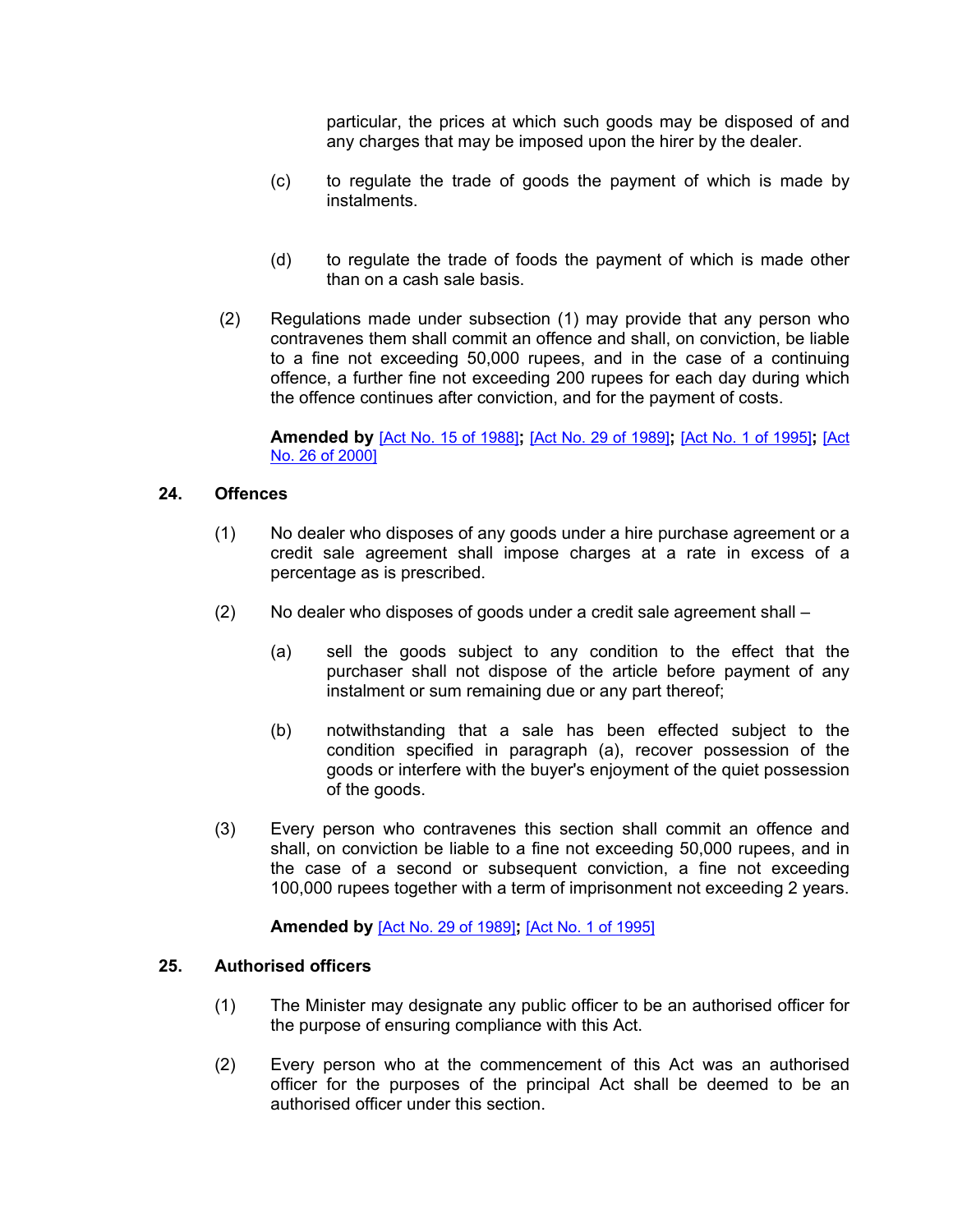particular, the prices at which such goods may be disposed of and any charges that may be imposed upon the hirer by the dealer.

(c) to regulate the trade of goods the payment of which is made by instalments.

(d) to regulate the trade of foods the payment of which is made other than on a cash sale basis.

(2) Regulations made under subsection (1) may provide that any person who contravenes them shall commit an offence and shall, on conviction, be liable to a fine not exceeding 50,000 rupees, and in the case of a continuing offence, a further fine not exceeding 200 rupees for each day during which the offence continues after conviction, and for the payment of costs.

**Amended by** [Act No. 15 of 1988]**;** [Act No. 29 of 1989]**;** [Act No. 1 of 1995]**;** [Act No. 26 of 2000]

## 24. Offences

(1) No dealer who disposes of any goods under a hire purchase agreement or a credit sale agreement shall impose charges at a rate in excess of a percentage as is prescribed.

(2) No dealer who disposes of goods under a credit sale agreement shall –

(a) sell the goods subject to any condition to the effect that the purchaser shall not dispose of the article before payment of any instalment or sum remaining due or any part thereof;

(b) notwithstanding that a sale has been effected subject to the condition specified in paragraph (a), recover possession of the goods or interfere with the buyer's enjoyment of the quiet possession of the goods.

(3) Every person who contravenes this section shall commit an offence and shall, on conviction be liable to a fine not exceeding 50,000 rupees, and in the case of a second or subsequent conviction, a fine not exceeding 100,000 rupees together with a term of imprisonment not exceeding 2 years.

**Amended by** [Act No. 29 of 1989]**;** [Act No. 1 of 1995]

## 25. Authorised officers

(1) The Minister may designate any public officer to be an authorised officer for the purpose of ensuring compliance with this Act.

(2) Every person who at the commencement of this Act was an authorised officer for the purposes of the principal Act shall be deemed to be an authorised officer under this section.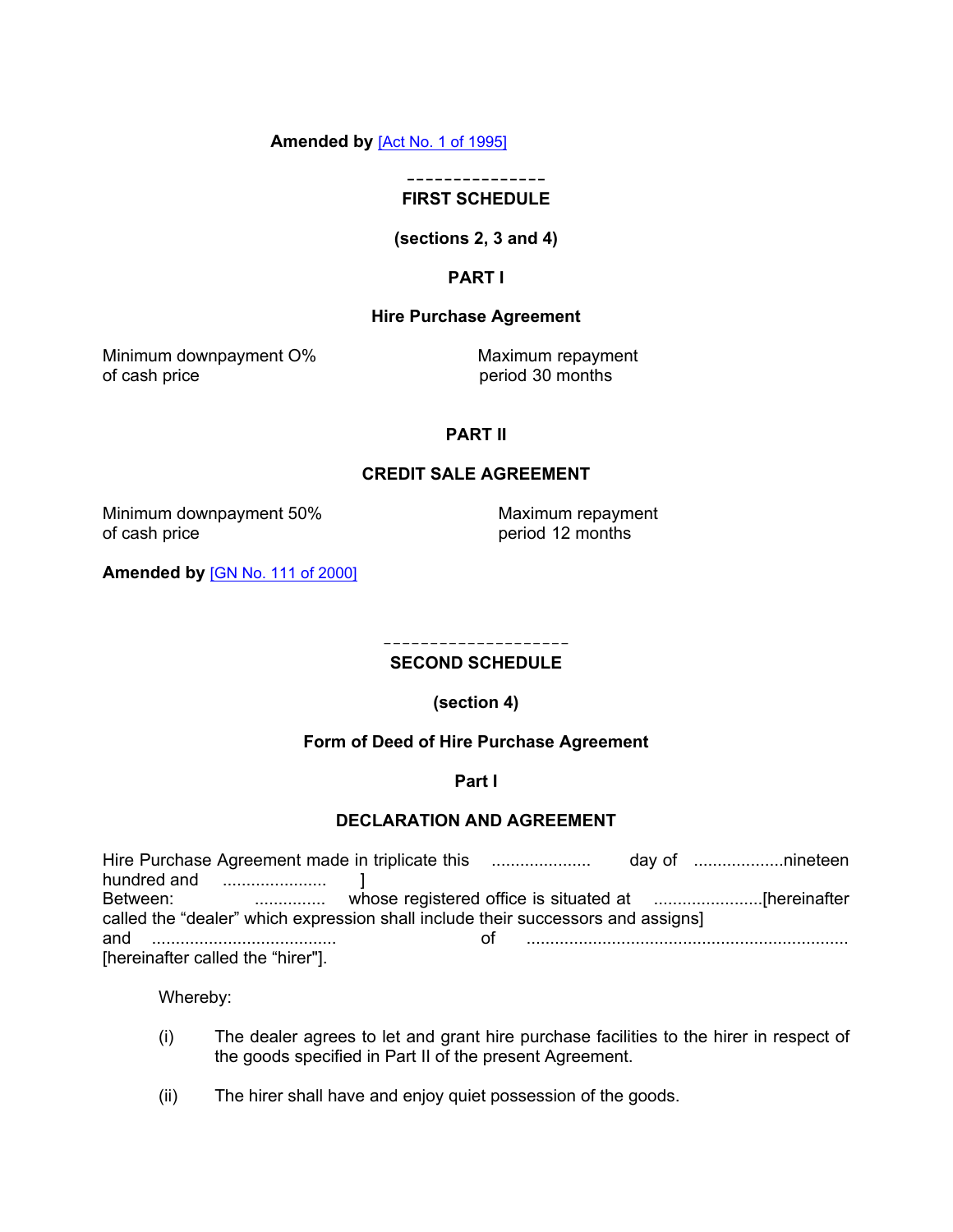**Amended by** [Act No. 1 of 1995]

---

## FIRST SCHEDULE

**(sections 2, 3 and 4)**

### PART I

**Hire Purchase Agreement**

| | |
|---|---|
| Minimum downpayment O% of cash price | Maximum repayment period 30 months |

### PART II

**CREDIT SALE AGREEMENT**

| | |
|---|---|
| Minimum downpayment 50% of cash price | Maximum repayment period 12 months |

**Amended by** [GN No. 111 of 2000]

---

## SECOND SCHEDULE

**(section 4)**

**Form of Deed of Hire Purchase Agreement**

### Part I

**DECLARATION AND AGREEMENT**

Hire Purchase Agreement made in triplicate this ..................... day of ...................nineteen hundred and ...................... ]
Between: .............. whose registered office is situated at .......................[hereinafter called the “dealer” which expression shall include their successors and assigns]
and ....................................... of .................................................................... [hereinafter called the “hirer"].

Whereby:

(i) The dealer agrees to let and grant hire purchase facilities to the hirer in respect of the goods specified in Part II of the present Agreement.

(ii) The hirer shall have and enjoy quiet possession of the goods.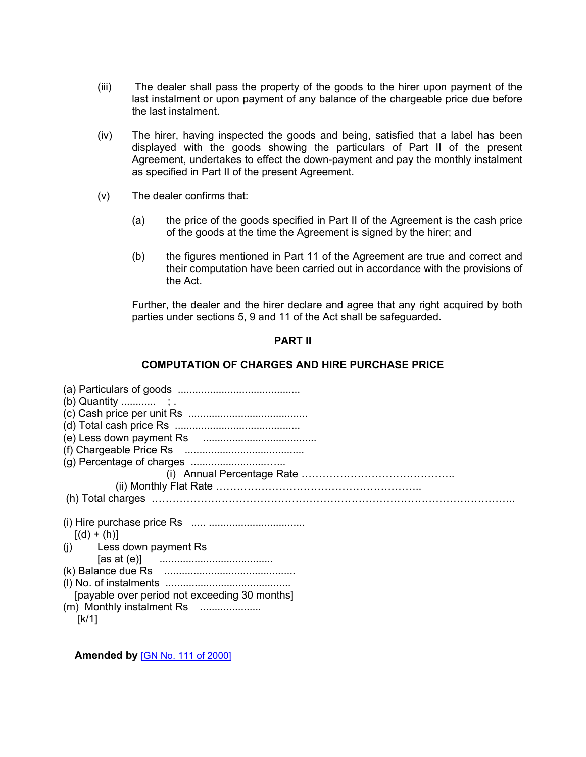(iii) The dealer shall pass the property of the goods to the hirer upon payment of the last instalment or upon payment of any balance of the chargeable price due before the last instalment.

(iv) The hirer, having inspected the goods and being, satisfied that a label has been displayed with the goods showing the particulars of Part II of the present Agreement, undertakes to effect the down-payment and pay the monthly instalment as specified in Part II of the present Agreement.

(v) The dealer confirms that:

(a) the price of the goods specified in Part II of the Agreement is the cash price of the goods at the time the Agreement is signed by the hirer; and

(b) the figures mentioned in Part 11 of the Agreement are true and correct and their computation have been carried out in accordance with the provisions of the Act.

Further, the dealer and the hirer declare and agree that any right acquired by both parties under sections 5, 9 and 11 of the Act shall be safeguarded.

**PART II**

**COMPUTATION OF CHARGES AND HIRE PURCHASE PRICE**

(a) Particulars of goods ..........................................
(b) Quantity ............ ; .
(c) Cash price per unit Rs .........................................
(d) Total cash price Rs ...........................................
(e) Less down payment Rs .......................................
(f) Chargeable Price Rs .........................................
(g) Percentage of charges ..............................
(i) Annual Percentage Rate ……………………………………..
(ii) Monthly Flat Rate …………………………………………………..
(h) Total charges ………………………………………………………………………………………..

(i) Hire purchase price Rs ..... .................................
[(d) + (h)]
(j) Less down payment Rs
[as at (e)] .......................................
(k) Balance due Rs .............................................
(l) No. of instalments ...........................................
[payable over period not exceeding 30 months]
(m) Monthly instalment Rs .....................
[k/1]

**Amended by** [GN No. 111 of 2000]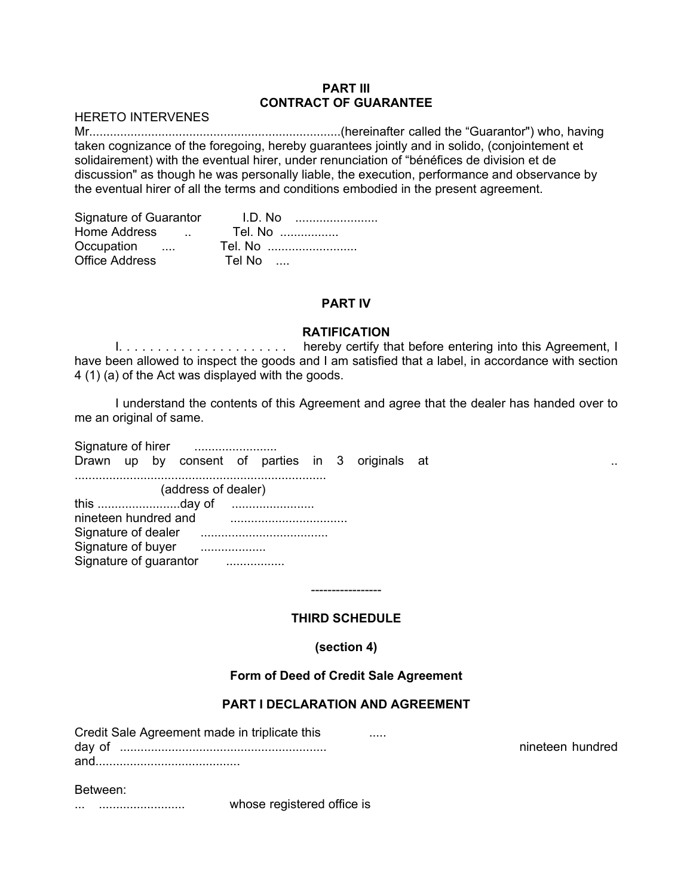## PART III
## CONTRACT OF GUARANTEE

HERETO INTERVENES

Mr........................................................................(hereinafter called the "Guarantor") who, having taken cognizance of the foregoing, hereby guarantees jointly and in solido, (conjointement et solidairement) with the eventual hirer, under renunciation of "bénéfices de division et de discussion" as though he was personally liable, the execution, performance and observance by the eventual hirer of all the terms and conditions embodied in the present agreement.

Signature of Guarantor I.D. No ........................
Home Address .. Tel. No .................
Occupation .... Tel. No ..........................
Office Address Tel No ....

## PART IV

## RATIFICATION

I. . . . . . . . . . . . . . . . . . . . . . hereby certify that before entering into this Agreement, I have been allowed to inspect the goods and I am satisfied that a label, in accordance with section 4 (1) (a) of the Act was displayed with the goods.

I understand the contents of this Agreement and agree that the dealer has handed over to me an original of same.

Signature of hirer ........................
Drawn up by consent of parties in 3 originals at ..
........................................................................
(address of dealer)
this ........................day of ........................
nineteen hundred and .................................
Signature of dealer .....................................
Signature of buyer ...................
Signature of guarantor .................

----------------

## THIRD SCHEDULE

**(section 4)**

**Form of Deed of Credit Sale Agreement**

## PART I DECLARATION AND AGREEMENT

Credit Sale Agreement made in triplicate this ..... day of ........................................................... nineteen hundred and..........................................

Between:
... ......................... whose registered office is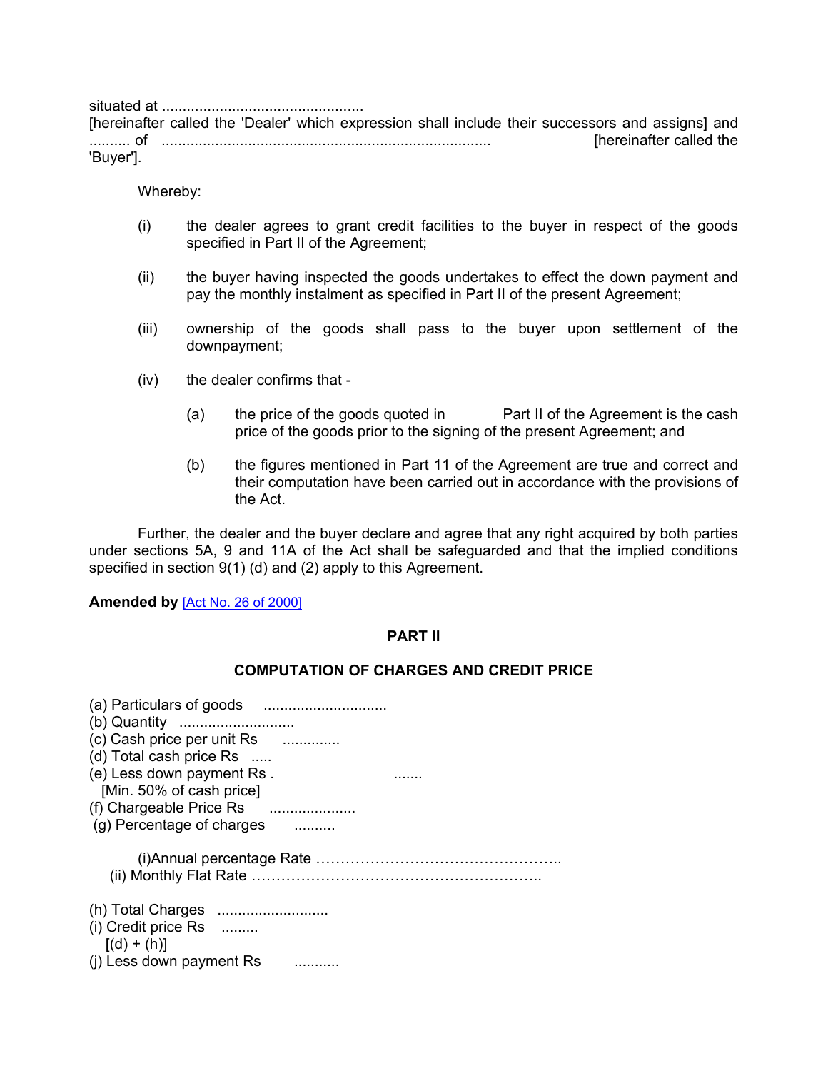situated at .................................................
[hereinafter called the 'Dealer' which expression shall include their successors and assigns] and .......... of ............................................................................... [hereinafter called the 'Buyer'].

Whereby:

(i) the dealer agrees to grant credit facilities to the buyer in respect of the goods specified in Part II of the Agreement;

(ii) the buyer having inspected the goods undertakes to effect the down payment and pay the monthly instalment as specified in Part II of the present Agreement;

(iii) ownership of the goods shall pass to the buyer upon settlement of the downpayment;

(iv) the dealer confirms that -

(a) the price of the goods quoted in Part II of the Agreement is the cash price of the goods prior to the signing of the present Agreement; and

(b) the figures mentioned in Part 11 of the Agreement are true and correct and their computation have been carried out in accordance with the provisions of the Act.

Further, the dealer and the buyer declare and agree that any right acquired by both parties under sections 5A, 9 and 11A of the Act shall be safeguarded and that the implied conditions specified in section 9(1) (d) and (2) apply to this Agreement.

**Amended by** [Act No. 26 of 2000]

## PART II

### COMPUTATION OF CHARGES AND CREDIT PRICE

(a) Particulars of goods .............................
(b) Quantity ............................
(c) Cash price per unit Rs .............
(d) Total cash price Rs .....
(e) Less down payment Rs . .......
[Min. 50% of cash price]
(f) Chargeable Price Rs ....................
(g) Percentage of charges ..........

(i)Annual percentage Rate …………………………………………..
(ii) Monthly Flat Rate …………………………………………………..

(h) Total Charges ...........................
(i) Credit price Rs .........
[(d) + (h)]
(j) Less down payment Rs ...........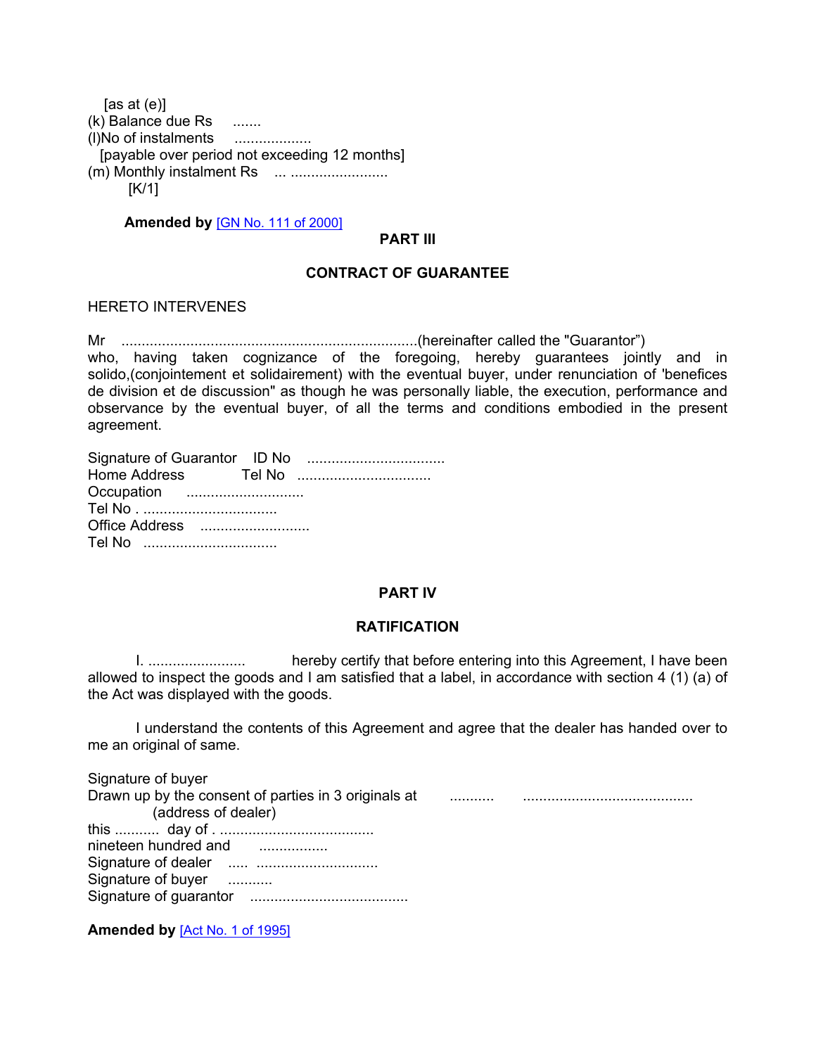[as at (e)]
(k) Balance due Rs .......
(l)No of instalments ...................
[payable over period not exceeding 12 months]
(m) Monthly instalment Rs ... ........................
[K/1]

**Amended by** [GN No. 111 of 2000]

## PART III

## CONTRACT OF GUARANTEE

HERETO INTERVENES

Mr ..........................................................................(hereinafter called the "Guarantor") who, having taken cognizance of the foregoing, hereby guarantees jointly and in solido,(conjointement et solidairement) with the eventual buyer, under renunciation of 'benefices de division et de discussion" as though he was personally liable, the execution, performance and observance by the eventual buyer, of all the terms and conditions embodied in the present agreement.

Signature of Guarantor ID No ..................................
Home Address Tel No .................................
Occupation .............................
Tel No . .................................
Office Address ...........................
Tel No .................................

## PART IV

## RATIFICATION

I. ........................ hereby certify that before entering into this Agreement, I have been allowed to inspect the goods and I am satisfied that a label, in accordance with section 4 (1) (a) of the Act was displayed with the goods.

I understand the contents of this Agreement and agree that the dealer has handed over to me an original of same.

Signature of buyer
Drawn up by the consent of parties in 3 originals at ........... ..........................................
(address of dealer)
this ........... day of . ......................................
nineteen hundred and .................
Signature of dealer ..... ..............................
Signature of buyer ...........
Signature of guarantor .......................................

**Amended by** [Act No. 1 of 1995]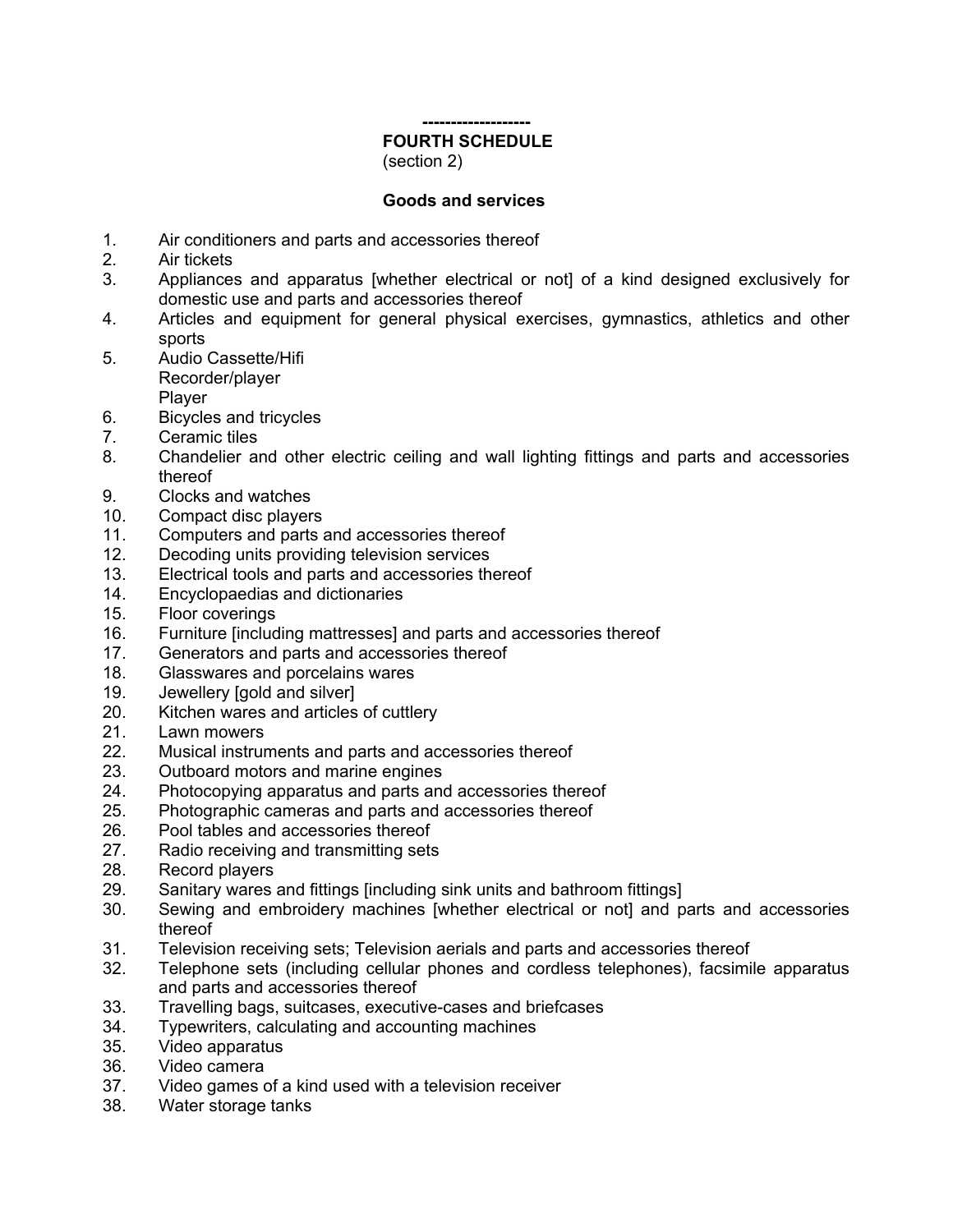------------------

**FOURTH SCHEDULE**

(section 2)

**Goods and services**

1. Air conditioners and parts and accessories thereof
2. Air tickets
3. Appliances and apparatus [whether electrical or not] of a kind designed exclusively for domestic use and parts and accessories thereof
4. Articles and equipment for general physical exercises, gymnastics, athletics and other sports
5. Audio Cassette/Hifi
   Recorder/player
   Player
6. Bicycles and tricycles
7. Ceramic tiles
8. Chandelier and other electric ceiling and wall lighting fittings and parts and accessories thereof
9. Clocks and watches
10. Compact disc players
11. Computers and parts and accessories thereof
12. Decoding units providing television services
13. Electrical tools and parts and accessories thereof
14. Encyclopaedias and dictionaries
15. Floor coverings
16. Furniture [including mattresses] and parts and accessories thereof
17. Generators and parts and accessories thereof
18. Glasswares and porcelains wares
19. Jewellery [gold and silver]
20. Kitchen wares and articles of cuttlery
21. Lawn mowers
22. Musical instruments and parts and accessories thereof
23. Outboard motors and marine engines
24. Photocopying apparatus and parts and accessories thereof
25. Photographic cameras and parts and accessories thereof
26. Pool tables and accessories thereof
27. Radio receiving and transmitting sets
28. Record players
29. Sanitary wares and fittings [including sink units and bathroom fittings]
30. Sewing and embroidery machines [whether electrical or not] and parts and accessories thereof
31. Television receiving sets; Television aerials and parts and accessories thereof
32. Telephone sets (including cellular phones and cordless telephones), facsimile apparatus and parts and accessories thereof
33. Travelling bags, suitcases, executive-cases and briefcases
34. Typewriters, calculating and accounting machines
35. Video apparatus
36. Video camera
37. Video games of a kind used with a television receiver
38. Water storage tanks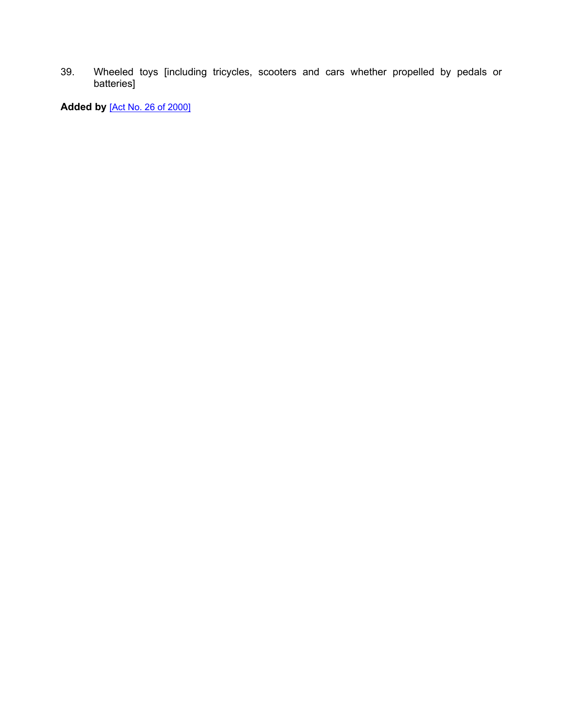39. Wheeled toys [including tricycles, scooters and cars whether propelled by pedals or batteries]

**Added by** [Act No. 26 of 2000]